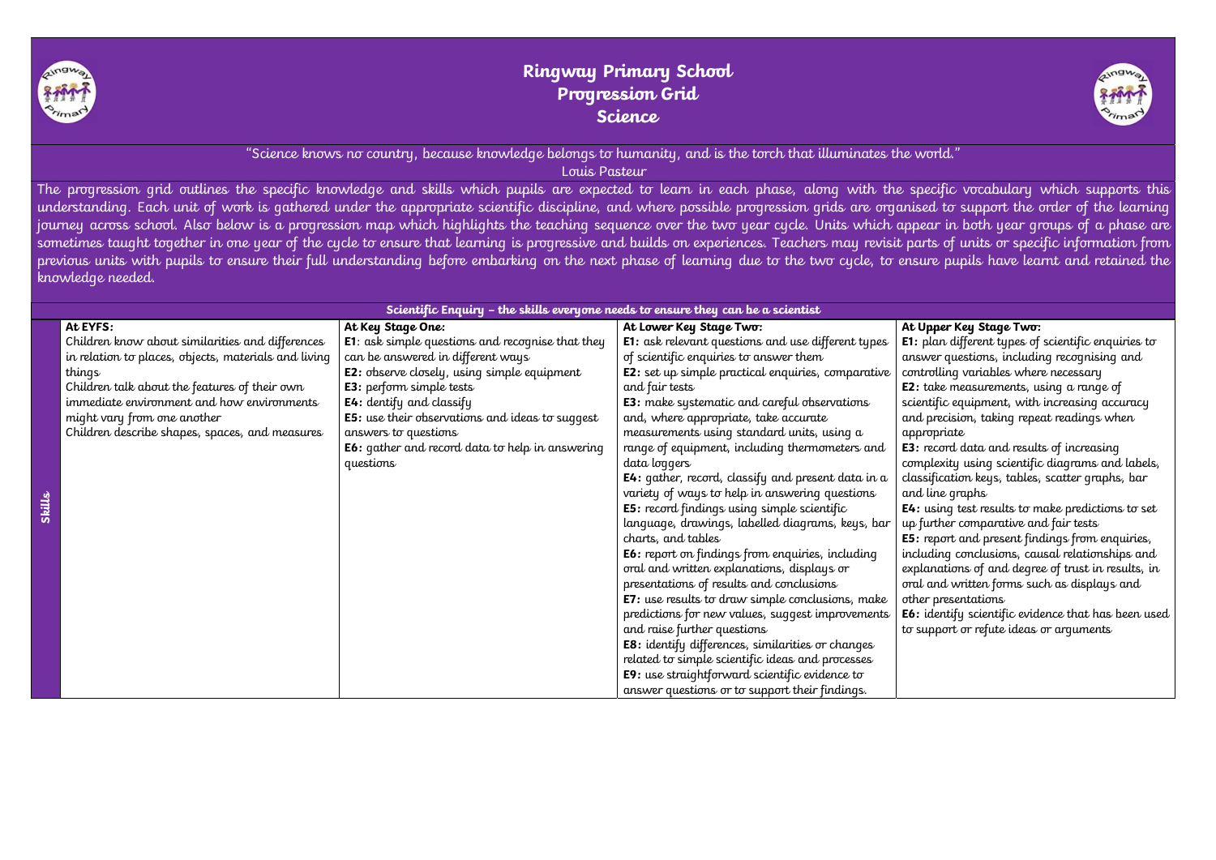# Ringway Primary School
## Progression Grid
## Science

"Science knows no country, because knowledge belongs to humanity, and is the torch that illuminates the world."
Louis Pasteur

The progression grid outlines the specific knowledge and skills which pupils are expected to learn in each phase, along with the specific vocabulary which supports this understanding. Each unit of work is gathered under the appropriate scientific discipline, and where possible progression grids are organised to support the order of the learning journey across school. Also below is a progression map which highlights the teaching sequence over the two year cycle. Units which appear in both year groups of a phase are sometimes taught together in one year of the cycle to ensure that learning is progressive and builds on experiences. Teachers may revisit parts of units or specific information from previous units with pupils to ensure their full understanding before embarking on the next phase of learning due to the two cycle, to ensure pupils have learnt and retained the knowledge needed.

| Scientific Enquiry – the skills everyone needs to ensure they can be a scientist | | | | |
|---|---|---|---|---|
| | **At EYFS:** | **At Key Stage One:** | **At Lower Key Stage Two:** | **At Upper Key Stage Two:** |
| **Skills** | Children know about similarities and differences in relation to places, objects, materials and living things<br>Children talk about the features of their own immediate environment and how environments might vary from one another<br>Children describe shapes, spaces, and measures | **E1**: ask simple questions and recognise that they can be answered in different ways<br>**E2:** observe closely, using simple equipment<br>**E3:** perform simple tests<br>**E4:** dentify and classify<br>**E5:** use their observations and ideas to suggest answers to questions<br>**E6:** gather and record data to help in answering questions | **E1:** ask relevant questions and use different types of scientific enquiries to answer them<br>**E2:** set up simple practical enquiries, comparative and fair tests<br>**E3:** make systematic and careful observations and, where appropriate, take accurate measurements using standard units, using a range of equipment, including thermometers and data loggers<br>**E4:** gather, record, classify and present data in a variety of ways to help in answering questions<br>**E5:** record findings using simple scientific language, drawings, labelled diagrams, keys, bar charts, and tables<br>**E6:** report on findings from enquiries, including oral and written explanations, displays or presentations of results and conclusions<br>**E7:** use results to draw simple conclusions, make predictions for new values, suggest improvements and raise further questions<br>**E8:** identify differences, similarities or changes related to simple scientific ideas and processes<br>**E9:** use straightforward scientific evidence to answer questions or to support their findings. | **E1:** plan different types of scientific enquiries to answer questions, including recognising and controlling variables where necessary<br>**E2:** take measurements, using a range of scientific equipment, with increasing accuracy and precision, taking repeat readings when appropriate<br>**E3:** record data and results of increasing complexity using scientific diagrams and labels, classification keys, tables, scatter graphs, bar and line graphs<br>**E4:** using test results to make predictions to set up further comparative and fair tests<br>**E5:** report and present findings from enquiries, including conclusions, causal relationships and explanations of and degree of trust in results, in oral and written forms such as displays and other presentations<br>**E6:** identify scientific evidence that has been used to support or refute ideas or arguments |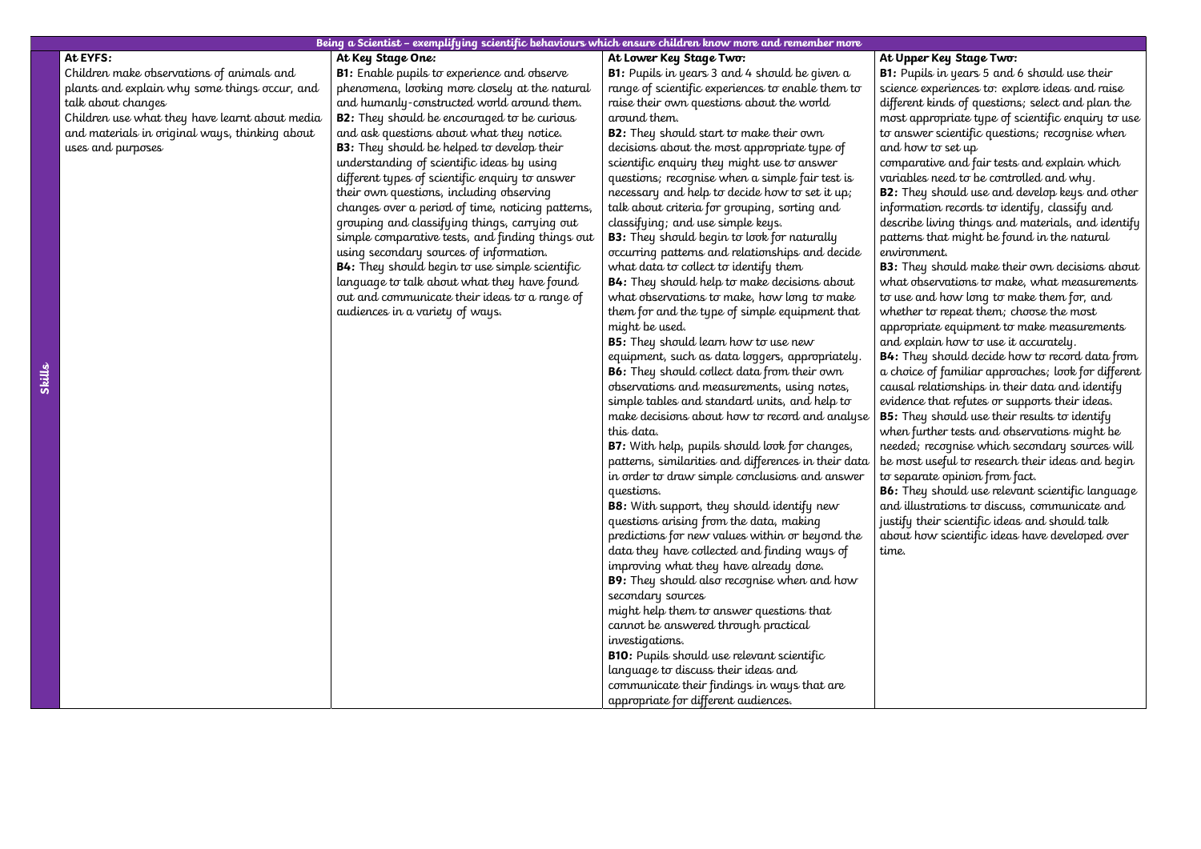| | Being a Scientist – exemplifying scientific behaviours which ensure children know more and remember more | | | |
|---|---|---|---|---|
| **Skills** | **At EYFS:**<br>Children make observations of animals and plants and explain why some things occur, and talk about changes<br>Children use what they have learnt about media and materials in original ways, thinking about uses and purposes | ***At Key Stage One:***<br>**B1:** Enable pupils to experience and observe phenomena, looking more closely at the natural and humanly-constructed world around them.<br>**B2:** They should be encouraged to be curious and ask questions about what they notice.<br>**B3:** They should be helped to develop their understanding of scientific ideas by using different types of scientific enquiry to answer their own questions, including observing changes over a period of time, noticing patterns, grouping and classifying things, carrying out simple comparative tests, and finding things out using secondary sources of information.<br>**B4:** They should begin to use simple scientific language to talk about what they have found out and communicate their ideas to a range of audiences in a variety of ways. | ***At Lower Key Stage Two:***<br>**B1:** Pupils in years 3 and 4 should be given a range of scientific experiences to enable them to raise their own questions about the world around them.<br>**B2:** They should start to make their own decisions about the most appropriate type of scientific enquiry they might use to answer questions; recognise when a simple fair test is necessary and help to decide how to set it up; talk about criteria for grouping, sorting and classifying; and use simple keys.<br>**B3:** They should begin to look for naturally occurring patterns and relationships and decide what data to collect to identify them<br>**B4:** They should help to make decisions about what observations to make, how long to make them for and the type of simple equipment that might be used.<br>**B5:** They should learn how to use new equipment, such as data loggers, appropriately.<br>**B6:** They should collect data from their own observations and measurements, using notes, simple tables and standard units, and help to make decisions about how to record and analyse this data.<br>**B7:** With help, pupils should look for changes, patterns, similarities and differences in their data in order to draw simple conclusions and answer questions.<br>**B8:** With support, they should identify new questions arising from the data, making predictions for new values within or beyond the data they have collected and finding ways of improving what they have already done.<br>**B9:** They should also recognise when and how secondary sources might help them to answer questions that cannot be answered through practical investigations.<br>**B10:** Pupils should use relevant scientific language to discuss their ideas and communicate their findings in ways that are appropriate for different audiences. | ***At Upper Key Stage Two:***<br>**B1:** Pupils in years 5 and 6 should use their science experiences to: explore ideas and raise different kinds of questions; select and plan the most appropriate type of scientific enquiry to use to answer scientific questions; recognise when and how to set up comparative and fair tests and explain which variables need to be controlled and why.<br>**B2:** They should use and develop keys and other information records to identify, classify and describe living things and materials, and identify patterns that might be found in the natural environment.<br>**B3:** They should make their own decisions about what observations to make, what measurements to use and how long to make them for, and whether to repeat them; choose the most appropriate equipment to make measurements and explain how to use it accurately.<br>**B4:** They should decide how to record data from a choice of familiar approaches; look for different causal relationships in their data and identify evidence that refutes or supports their ideas.<br>**B5:** They should use their results to identify when further tests and observations might be needed; recognise which secondary sources will be most useful to research their ideas and begin to separate opinion from fact.<br>**B6:** They should use relevant scientific language and illustrations to discuss, communicate and justify their scientific ideas and should talk about how scientific ideas have developed over time. |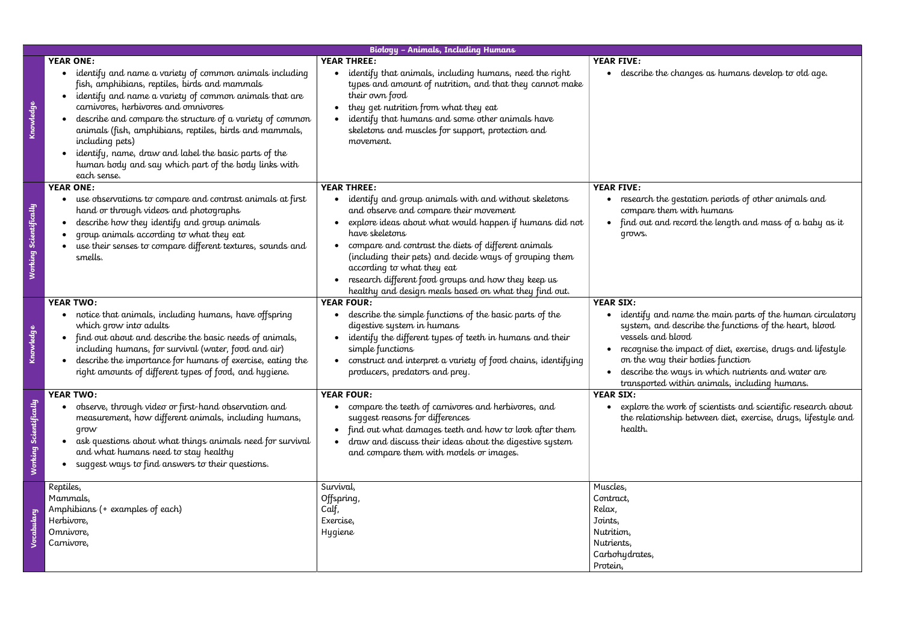| Biology – Animals, Including Humans | | | |
|---|---|---|---|
| **Knowledge** | **YEAR ONE:**<br>• identify and name a variety of common animals including fish, amphibians, reptiles, birds and mammals<br>• identify and name a variety of common animals that are carnivores, herbivores and omnivores<br>• describe and compare the structure of a variety of common animals (fish, amphibians, reptiles, birds and mammals, including pets)<br>• identify, name, draw and label the basic parts of the human body and say which part of the body links with each sense. | **YEAR THREE:**<br>• identify that animals, including humans, need the right types and amount of nutrition, and that they cannot make their own food<br>• they get nutrition from what they eat<br>• identify that humans and some other animals have skeletons and muscles for support, protection and movement. | **YEAR FIVE:**<br>• describe the changes as humans develop to old age. |
| **Working Scientifically** | **YEAR ONE:**<br>• use observations to compare and contrast animals at first hand or through videos and photographs<br>• describe how they identify and group animals<br>• group animals according to what they eat<br>• use their senses to compare different textures, sounds and smells. | **YEAR THREE:**<br>• identify and group animals with and without skeletons and observe and compare their movement<br>• explore ideas about what would happen if humans did not have skeletons<br>• compare and contrast the diets of different animals (including their pets) and decide ways of grouping them according to what they eat<br>• research different food groups and how they keep us healthy and design meals based on what they find out. | **YEAR FIVE:**<br>• research the gestation periods of other animals and compare them with humans<br>• find out and record the length and mass of a baby as it grows. |
| **Knowledge** | **YEAR TWO:**<br>• notice that animals, including humans, have offspring which grow into adults<br>• find out about and describe the basic needs of animals, including humans, for survival (water, food and air)<br>• describe the importance for humans of exercise, eating the right amounts of different types of food, and hygiene. | **YEAR FOUR:**<br>• describe the simple functions of the basic parts of the digestive system in humans<br>• identify the different types of teeth in humans and their simple functions<br>• construct and interpret a variety of food chains, identifying producers, predators and prey. | **YEAR SIX:**<br>• identify and name the main parts of the human circulatory system, and describe the functions of the heart, blood vessels and blood<br>• recognise the impact of diet, exercise, drugs and lifestyle on the way their bodies function<br>• describe the ways in which nutrients and water are transported within animals, including humans. |
| **Working Scientifically** | **YEAR TWO:**<br>• observe, through video or first-hand observation and measurement, how different animals, including humans, grow<br>• ask questions about what things animals need for survival and what humans need to stay healthy<br>• suggest ways to find answers to their questions. | **YEAR FOUR:**<br>• compare the teeth of carnivores and herbivores, and suggest reasons for differences<br>• find out what damages teeth and how to look after them<br>• draw and discuss their ideas about the digestive system and compare them with models or images. | **YEAR SIX:**<br>• explore the work of scientists and scientific research about the relationship between diet, exercise, drugs, lifestyle and health. |
| **Vocabulary** | Reptiles,<br>Mammals,<br>Amphibians (+ examples of each)<br>Herbivore,<br>Omnivore,<br>Carnivore, | Survival,<br>Offspring,<br>Calf,<br>Exercise,<br>Hygiene | Muscles,<br>Contract,<br>Relax,<br>Joints,<br>Nutrition,<br>Nutrients,<br>Carbohydrates,<br>Protein, |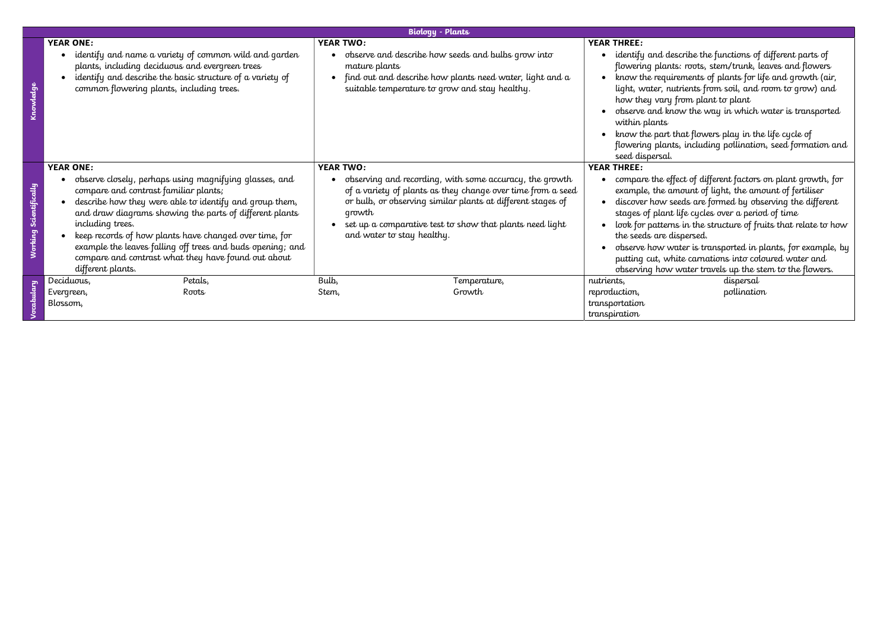| Biology - Plants | | | |
|---|---|---|---|
| **Knowledge** | **YEAR ONE:**<br>• identify and name a variety of common wild and garden plants, including deciduous and evergreen trees<br>• identify and describe the basic structure of a variety of common flowering plants, including trees. | **YEAR TWO:**<br>• observe and describe how seeds and bulbs grow into mature plants<br>• find out and describe how plants need water, light and a suitable temperature to grow and stay healthy. | **YEAR THREE:**<br>• identify and describe the functions of different parts of flowering plants: roots, stem/trunk, leaves and flowers<br>• know the requirements of plants for life and growth (air, light, water, nutrients from soil, and room to grow) and how they vary from plant to plant<br>• observe and know the way in which water is transported within plants<br>• know the part that flowers play in the life cycle of flowering plants, including pollination, seed formation and seed dispersal. |
| **Working Scientifically** | **YEAR ONE:**<br>• observe closely, perhaps using magnifying glasses, and compare and contrast familiar plants;<br>• describe how they were able to identify and group them, and draw diagrams showing the parts of different plants including trees.<br>• keep records of how plants have changed over time, for example the leaves falling off trees and buds opening; and compare and contrast what they have found out about different plants. | **YEAR TWO:**<br>• observing and recording, with some accuracy, the growth of a variety of plants as they change over time from a seed or bulb, or observing similar plants at different stages of growth<br>• set up a comparative test to show that plants need light and water to stay healthy. | **YEAR THREE:**<br>• compare the effect of different factors on plant growth, for example, the amount of light, the amount of fertiliser<br>• discover how seeds are formed by observing the different stages of plant life cycles over a period of time<br>• look for patterns in the structure of fruits that relate to how the seeds are dispersed.<br>• observe how water is transported in plants, for example, by putting cut, white carnations into coloured water and observing how water travels up the stem to the flowers. |
| **Vocabulary** | Deciduous, Petals,<br>Evergreen, Roots<br>Blossom, | Bulb, Temperature,<br>Stem, Growth | nutrients, dispersal<br>reproduction, pollination<br>transportation<br>transpiration |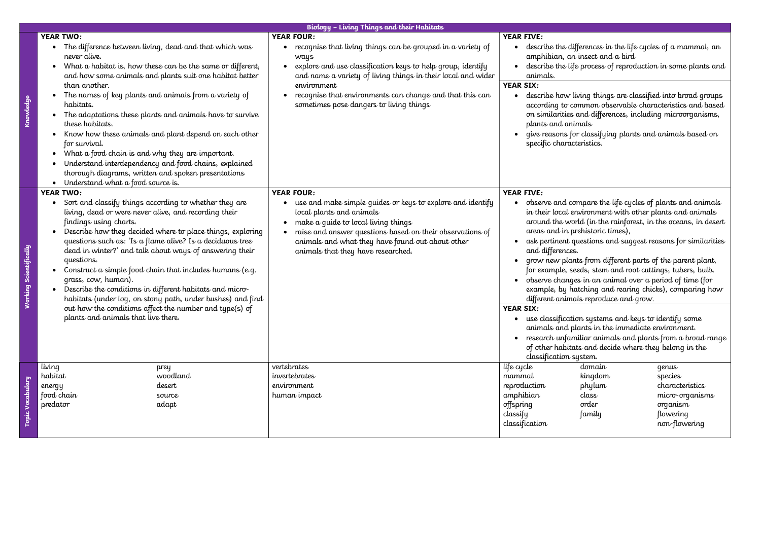# Biology – Living Things and their Habitats

| | Year Two | Year Four | Year Five / Year Six |
|---|---|---|---|
| **Knowledge** | **YEAR TWO:**<br>• The difference between living, dead and that which was never alive.<br>• What a habitat is, how these can be the same or different, and how some animals and plants suit one habitat better than another.<br>• The names of key plants and animals from a variety of habitats.<br>• The adaptations these plants and animals have to survive these habitats.<br>• Know how these animals and plant depend on each other for survival.<br>• What a food chain is and why they are important.<br>• Understand interdependency and food chains, explained thorough diagrams, written and spoken presentations<br>• Understand what a food source is. | **YEAR FOUR:**<br>• recognise that living things can be grouped in a variety of ways<br>• explore and use classification keys to help group, identify and name a variety of living things in their local and wider environment<br>• recognise that environments can change and that this can sometimes pose dangers to living things | **YEAR FIVE:**<br>• describe the differences in the life cycles of a mammal, an amphibian, an insect and a bird<br>• describe the life process of reproduction in some plants and animals.<br>**YEAR SIX:**<br>• describe how living things are classified into broad groups according to common observable characteristics and based on similarities and differences, including microorganisms, plants and animals<br>• give reasons for classifying plants and animals based on specific characteristics. |
| **Working Scientifically** | **YEAR TWO:**<br>• Sort and classify things according to whether they are living, dead or were never alive, and recording their findings using charts.<br>• Describe how they decided where to place things, exploring questions such as: 'Is a flame alive? Is a deciduous tree dead in winter?' and talk about ways of answering their questions.<br>• Construct a simple food chain that includes humans (e.g. grass, cow, human).<br>• Describe the conditions in different habitats and micro-habitats (under log, on stony path, under bushes) and find out how the conditions affect the number and type(s) of plants and animals that live there. | **YEAR FOUR:**<br>• use and make simple guides or keys to explore and identify local plants and animals<br>• make a guide to local living things<br>• raise and answer questions based on their observations of animals and what they have found out about other animals that they have researched. | **YEAR FIVE:**<br>• observe and compare the life cycles of plants and animals in their local environment with other plants and animals around the world (in the rainforest, in the oceans, in desert areas and in prehistoric times),<br>• ask pertinent questions and suggest reasons for similarities and differences.<br>• grow new plants from different parts of the parent plant, for example, seeds, stem and root cuttings, tubers, bulb.<br>• observe changes in an animal over a period of time (for example, by hatching and rearing chicks), comparing how different animals reproduce and grow.<br>**YEAR SIX:**<br>• use classification systems and keys to identify some animals and plants in the immediate environment.<br>• research unfamiliar animals and plants from a broad range of other habitats and decide where they belong in the classification system. |
| **Topic Vocabulary** | living, habitat, energy, food chain, predator, prey, woodland, desert, source, adapt | vertebrates, invertebrates, environment, human impact | life cycle, mammal, reproduction, amphibian, offspring, classify, classification, domain, kingdom, phylum, class, order, family, genus, species, characteristics, micro-organisms, organism, flowering, non-flowering |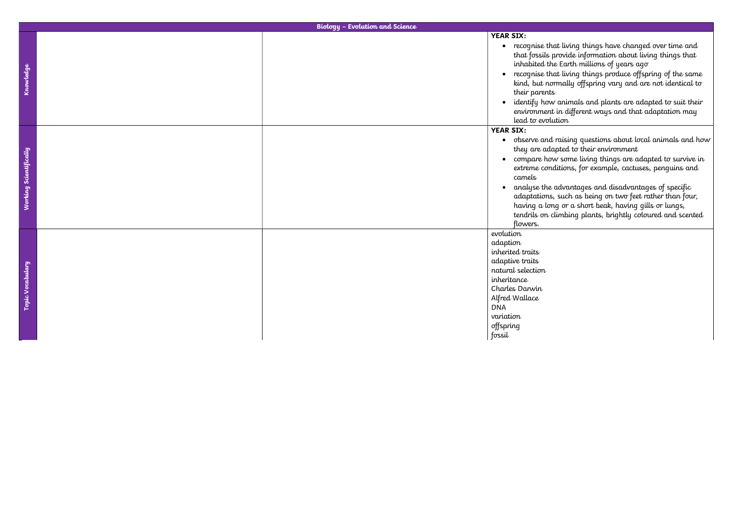| Biology – Evolution and Science | | | |
|---|---|---|---|
| **Knowledge** | | | **YEAR SIX:**<br>• recognise that living things have changed over time and that fossils provide information about living things that inhabited the Earth millions of years ago<br>• recognise that living things produce offspring of the same kind, but normally offspring vary and are not identical to their parents<br>• identify how animals and plants are adapted to suit their environment in different ways and that adaptation may lead to evolution |
| **Working Scientifically** | | | **YEAR SIX:**<br>• observe and raising questions about local animals and how they are adapted to their environment<br>• compare how some living things are adapted to survive in extreme conditions, for example, cactuses, penguins and camels<br>• analyse the advantages and disadvantages of specific adaptations, such as being on two feet rather than four, having a long or a short beak, having gills or lungs, tendrils on climbing plants, brightly coloured and scented flowers. |
| **Topic Vocabulary** | | | evolution<br>adaption<br>inherited traits<br>adaptive traits<br>natural selection<br>inheritance<br>Charles Darwin<br>Alfred Wallace<br>DNA<br>variation<br>offspring<br>fossil |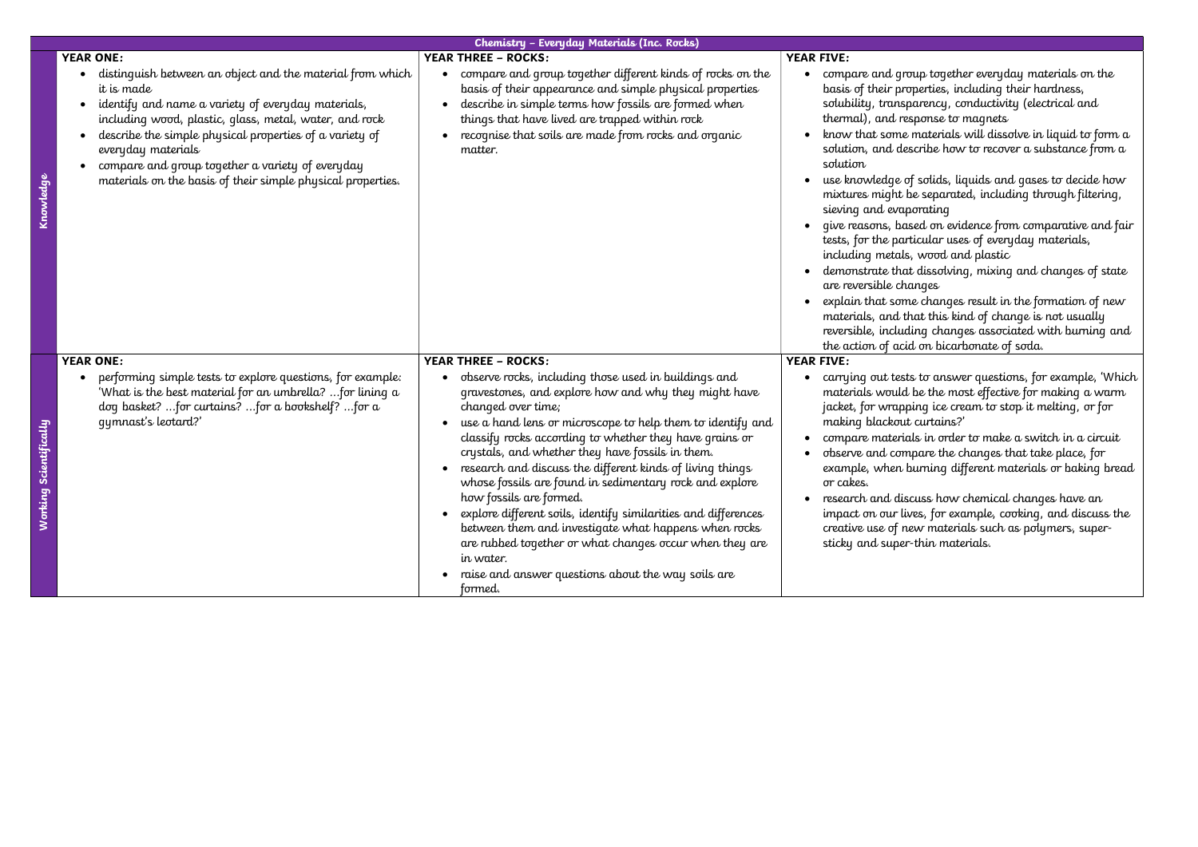| Chemistry – Everyday Materials (Inc. Rocks) | | | |
|---|---|---|---|
| **Knowledge** | **YEAR ONE:**<br>• distinguish between an object and the material from which it is made<br>• identify and name a variety of everyday materials, including wood, plastic, glass, metal, water, and rock<br>• describe the simple physical properties of a variety of everyday materials<br>• compare and group together a variety of everyday materials on the basis of their simple physical properties. | **YEAR THREE – ROCKS:**<br>• compare and group together different kinds of rocks on the basis of their appearance and simple physical properties<br>• describe in simple terms how fossils are formed when things that have lived are trapped within rock<br>• recognise that soils are made from rocks and organic matter. | **YEAR FIVE:**<br>• compare and group together everyday materials on the basis of their properties, including their hardness, solubility, transparency, conductivity (electrical and thermal), and response to magnets<br>• know that some materials will dissolve in liquid to form a solution, and describe how to recover a substance from a solution<br>• use knowledge of solids, liquids and gases to decide how mixtures might be separated, including through filtering, sieving and evaporating<br>• give reasons, based on evidence from comparative and fair tests, for the particular uses of everyday materials, including metals, wood and plastic<br>• demonstrate that dissolving, mixing and changes of state are reversible changes<br>• explain that some changes result in the formation of new materials, and that this kind of change is not usually reversible, including changes associated with burning and the action of acid on bicarbonate of soda. |
| **Working Scientifically** | **YEAR ONE:**<br>• performing simple tests to explore questions, for example: 'What is the best material for an umbrella? …for lining a dog basket? …for curtains? …for a bookshelf? …for a gymnast's leotard?' | **YEAR THREE – ROCKS:**<br>• observe rocks, including those used in buildings and gravestones, and explore how and why they might have changed over time;<br>• use a hand lens or microscope to help them to identify and classify rocks according to whether they have grains or crystals, and whether they have fossils in them.<br>• research and discuss the different kinds of living things whose fossils are found in sedimentary rock and explore how fossils are formed.<br>• explore different soils, identify similarities and differences between them and investigate what happens when rocks are rubbed together or what changes occur when they are in water.<br>• raise and answer questions about the way soils are formed. | **YEAR FIVE:**<br>• carrying out tests to answer questions, for example, 'Which materials would be the most effective for making a warm jacket, for wrapping ice cream to stop it melting, or for making blackout curtains?'<br>• compare materials in order to make a switch in a circuit<br>• observe and compare the changes that take place, for example, when burning different materials or baking bread or cakes.<br>• research and discuss how chemical changes have an impact on our lives, for example, cooking, and discuss the creative use of new materials such as polymers, super-sticky and super-thin materials. |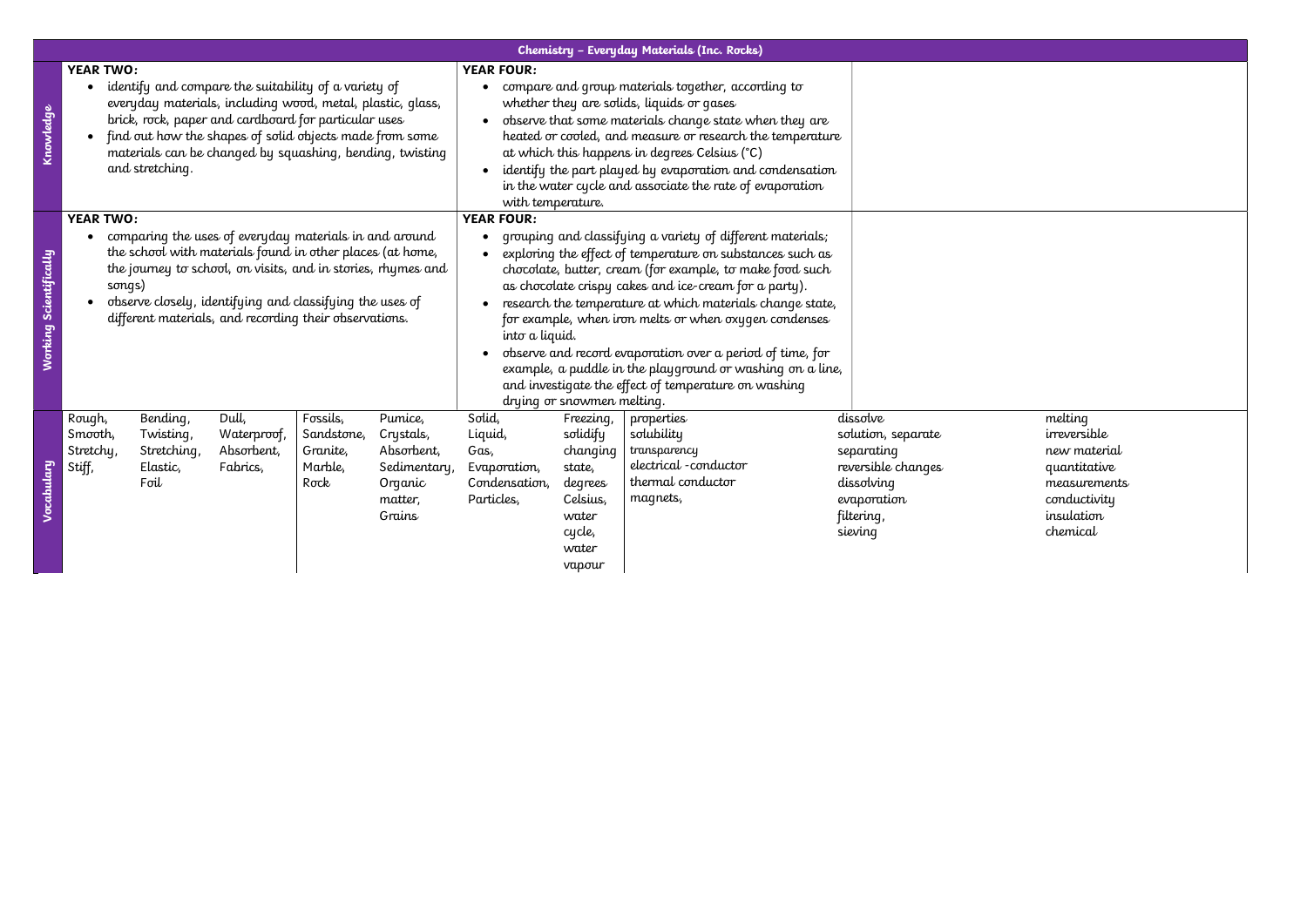| Chemistry – Everyday Materials (Inc. Rocks) | | | |
|---|---|---|---|
| **Knowledge** | **YEAR TWO:**<br>• identify and compare the suitability of a variety of everyday materials, including wood, metal, plastic, glass, brick, rock, paper and cardboard for particular uses<br>• find out how the shapes of solid objects made from some materials can be changed by squashing, bending, twisting and stretching. | **YEAR FOUR:**<br>• compare and group materials together, according to whether they are solids, liquids or gases<br>• observe that some materials change state when they are heated or cooled, and measure or research the temperature at which this happens in degrees Celsius (°C)<br>• identify the part played by evaporation and condensation in the water cycle and associate the rate of evaporation with temperature. | |
| **Working Scientifically** | **YEAR TWO:**<br>• comparing the uses of everyday materials in and around the school with materials found in other places (at home, the journey to school, on visits, and in stories, rhymes and songs)<br>• observe closely, identifying and classifying the uses of different materials, and recording their observations. | **YEAR FOUR:**<br>• grouping and classifying a variety of different materials;<br>• exploring the effect of temperature on substances such as chocolate, butter, cream (for example, to make food such as chocolate crispy cakes and ice-cream for a party).<br>• research the temperature at which materials change state, for example, when iron melts or when oxygen condenses into a liquid.<br>• observe and record evaporation over a period of time, for example, a puddle in the playground or washing on a line, and investigate the effect of temperature on washing drying or snowmen melting. | |
| **Vocabulary** | Rough, Smooth, Stretchy, Stiff,<br>Bending, Twisting, Stretching, Elastic, Foil<br>Dull, Waterproof, Absorbent, Fabrics,<br>Fossils, Sandstone, Granite, Marble, Rock<br>Pumice, Crystals, Absorbent, Sedimentary, Organic matter, Grains | Solid, Liquid, Gas, Evaporation, Condensation, Particles,<br>Freezing, solidify changing state, degrees Celsius, water cycle, water vapour | properties<br>solubility<br>transparency<br>electrical -conductor<br>thermal conductor<br>magnets,<br>dissolve<br>solution, separate<br>separating<br>reversible changes<br>dissolving<br>evaporation<br>filtering,<br>sieving<br>melting<br>irreversible<br>new material<br>quantitative<br>measurements<br>conductivity<br>insulation<br>chemical |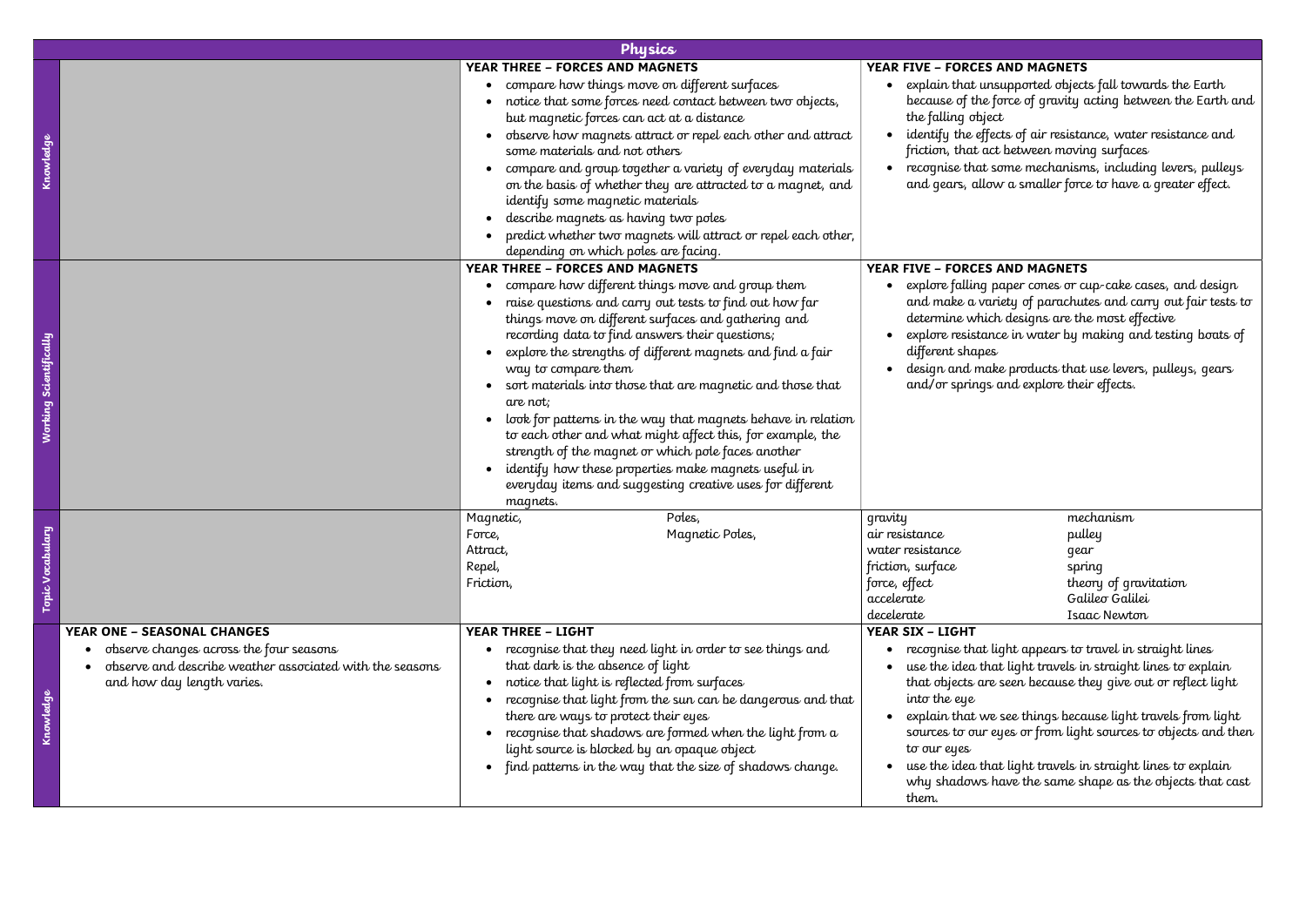| Physics | | | |
|---|---|---|---|
| **Knowledge** | | **YEAR THREE – FORCES AND MAGNETS**<br>• compare how things move on different surfaces<br>• notice that some forces need contact between two objects, but magnetic forces can act at a distance<br>• observe how magnets attract or repel each other and attract some materials and not others<br>• compare and group together a variety of everyday materials on the basis of whether they are attracted to a magnet, and identify some magnetic materials<br>• describe magnets as having two poles<br>• predict whether two magnets will attract or repel each other, depending on which poles are facing. | **YEAR FIVE – FORCES AND MAGNETS**<br>• explain that unsupported objects fall towards the Earth because of the force of gravity acting between the Earth and the falling object<br>• identify the effects of air resistance, water resistance and friction, that act between moving surfaces<br>• recognise that some mechanisms, including levers, pulleys and gears, allow a smaller force to have a greater effect. |
| **Working Scientifically** | | **YEAR THREE – FORCES AND MAGNETS**<br>• compare how different things move and group them<br>• raise questions and carry out tests to find out how far things move on different surfaces and gathering and recording data to find answers their questions;<br>• explore the strengths of different magnets and find a fair way to compare them<br>• sort materials into those that are magnetic and those that are not;<br>• look for patterns in the way that magnets behave in relation to each other and what might affect this, for example, the strength of the magnet or which pole faces another<br>• identify how these properties make magnets useful in everyday items and suggesting creative uses for different magnets. | **YEAR FIVE – FORCES AND MAGNETS**<br>• explore falling paper cones or cup-cake cases, and design and make a variety of parachutes and carry out fair tests to determine which designs are the most effective<br>• explore resistance in water by making and testing boats of different shapes<br>• design and make products that use levers, pulleys, gears and/or springs and explore their effects. |
| **Topic Vocabulary** | | Magnetic, Force, Attract, Repel, Friction, Poles, Magnetic Poles, | gravity, air resistance, water resistance, friction, surface, force, effect, accelerate, decelerate, mechanism, pulley, gear, spring, theory of gravitation, Galileo Galilei, Isaac Newton |
| **Knowledge** | **YEAR ONE – SEASONAL CHANGES**<br>• observe changes across the four seasons<br>• observe and describe weather associated with the seasons and how day length varies. | **YEAR THREE – LIGHT**<br>• recognise that they need light in order to see things and that dark is the absence of light<br>• notice that light is reflected from surfaces<br>• recognise that light from the sun can be dangerous and that there are ways to protect their eyes<br>• recognise that shadows are formed when the light from a light source is blocked by an opaque object<br>• find patterns in the way that the size of shadows change. | **YEAR SIX – LIGHT**<br>• recognise that light appears to travel in straight lines<br>• use the idea that light travels in straight lines to explain that objects are seen because they give out or reflect light into the eye<br>• explain that we see things because light travels from light sources to our eyes or from light sources to objects and then to our eyes<br>• use the idea that light travels in straight lines to explain why shadows have the same shape as the objects that cast them. |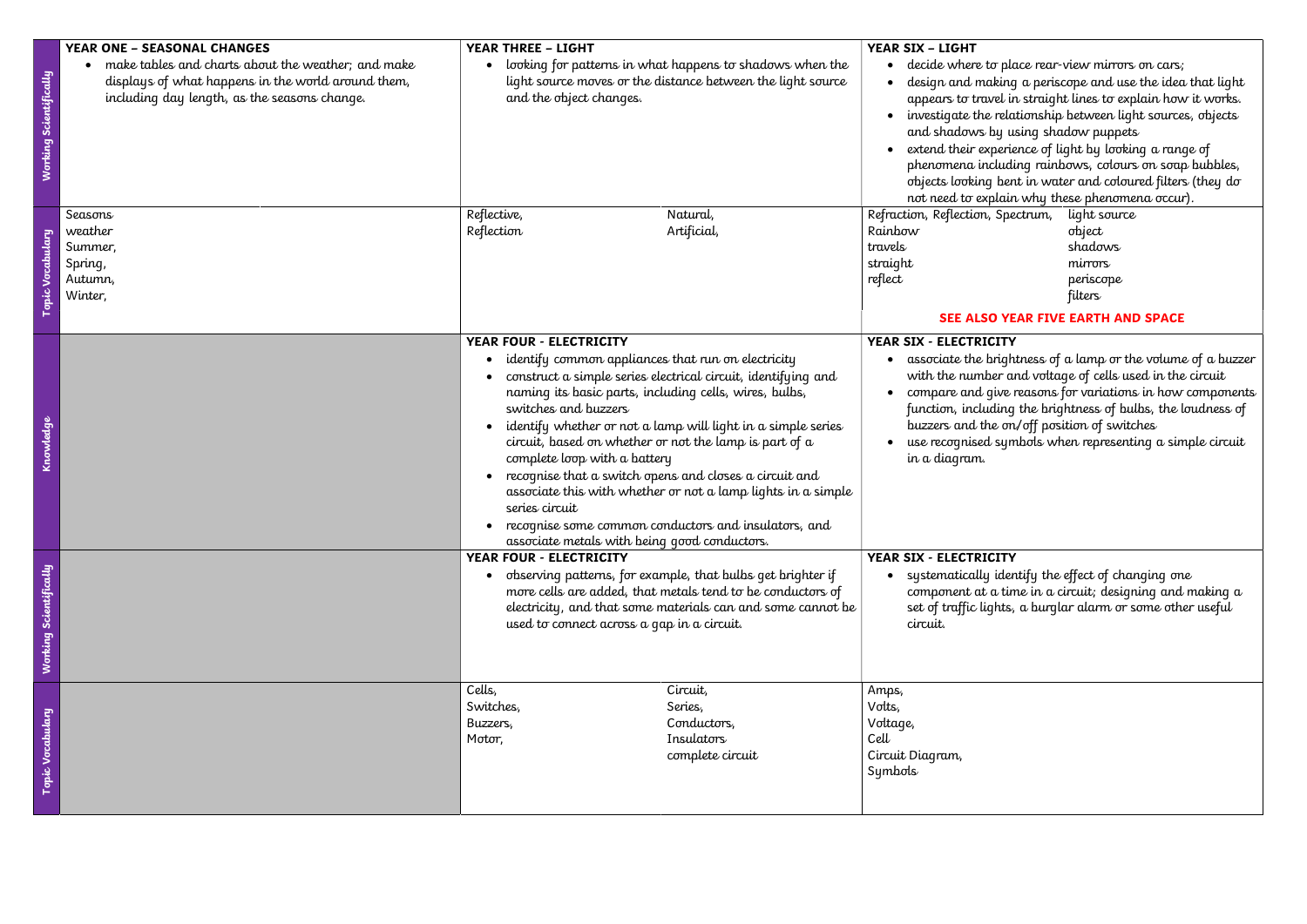| | | | |
|---|---|---|---|
| **Working Scientifically** | **YEAR ONE – SEASONAL CHANGES**<br>• make tables and charts about the weather; and make displays of what happens in the world around them, including day length, as the seasons change. | **YEAR THREE – LIGHT**<br>• looking for patterns in what happens to shadows when the light source moves or the distance between the light source and the object changes. | **YEAR SIX – LIGHT**<br>• decide where to place rear-view mirrors on cars;<br>• design and making a periscope and use the idea that light appears to travel in straight lines to explain how it works.<br>• investigate the relationship between light sources, objects and shadows by using shadow puppets<br>• extend their experience of light by looking a range of phenomena including rainbows, colours on soap bubbles, objects looking bent in water and coloured filters (they do not need to explain why these phenomena occur). |
| **Topic Vocabulary** | Seasons<br>weather<br>Summer,<br>Spring,<br>Autumn,<br>Winter, | Reflective,<br>Reflection<br>Natural,<br>Artificial, | Refraction, Reflection, Spectrum,<br>Rainbow<br>travels<br>straight<br>reflect<br>light source<br>object<br>shadows<br>mirrors<br>periscope<br>filters<br>**SEE ALSO YEAR FIVE EARTH AND SPACE** |
| **Knowledge** | | **YEAR FOUR - ELECTRICITY**<br>• identify common appliances that run on electricity<br>• construct a simple series electrical circuit, identifying and naming its basic parts, including cells, wires, bulbs, switches and buzzers<br>• identify whether or not a lamp will light in a simple series circuit, based on whether or not the lamp is part of a complete loop with a battery<br>• recognise that a switch opens and closes a circuit and associate this with whether or not a lamp lights in a simple series circuit<br>• recognise some common conductors and insulators, and associate metals with being good conductors. | **YEAR SIX - ELECTRICITY**<br>• associate the brightness of a lamp or the volume of a buzzer with the number and voltage of cells used in the circuit<br>• compare and give reasons for variations in how components function, including the brightness of bulbs, the loudness of buzzers and the on/off position of switches<br>• use recognised symbols when representing a simple circuit in a diagram. |
| **Working Scientifically** | | **YEAR FOUR - ELECTRICITY**<br>• observing patterns, for example, that bulbs get brighter if more cells are added, that metals tend to be conductors of electricity, and that some materials can and some cannot be used to connect across a gap in a circuit. | **YEAR SIX - ELECTRICITY**<br>• systematically identify the effect of changing one component at a time in a circuit; designing and making a set of traffic lights, a burglar alarm or some other useful circuit. |
| **Topic Vocabulary** | | Cells,<br>Switches,<br>Buzzers,<br>Motor,<br>Circuit,<br>Series,<br>Conductors,<br>Insulators<br>complete circuit | Amps,<br>Volts,<br>Voltage,<br>Cell<br>Circuit Diagram,<br>Symbols |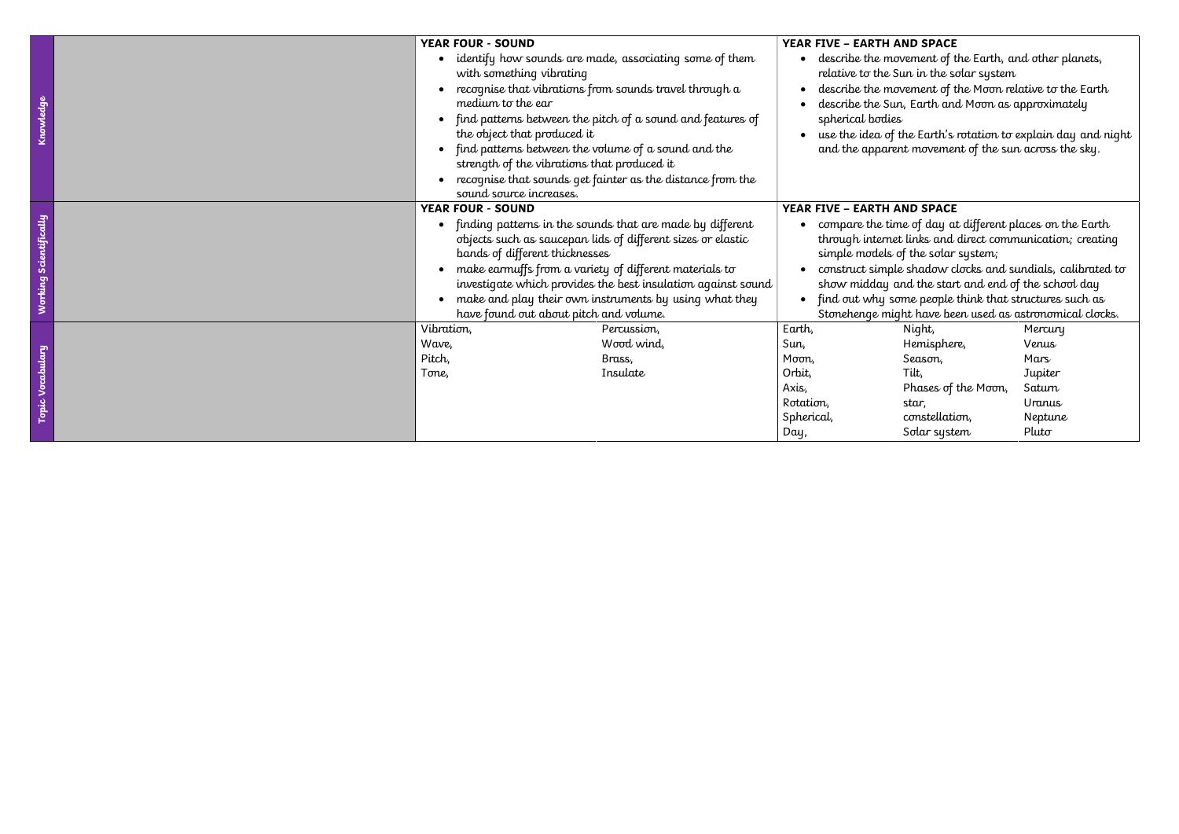| | | | |
|---|---|---|---|
| **Knowledge** | | **YEAR FOUR - SOUND**<br>• identify how sounds are made, associating some of them with something vibrating<br>• recognise that vibrations from sounds travel through a medium to the ear<br>• find patterns between the pitch of a sound and features of the object that produced it<br>• find patterns between the volume of a sound and the strength of the vibrations that produced it<br>• recognise that sounds get fainter as the distance from the sound source increases. | **YEAR FIVE – EARTH AND SPACE**<br>• describe the movement of the Earth, and other planets, relative to the Sun in the solar system<br>• describe the movement of the Moon relative to the Earth<br>• describe the Sun, Earth and Moon as approximately spherical bodies<br>• use the idea of the Earth's rotation to explain day and night and the apparent movement of the sun across the sky. |
| **Working Scientifically** | | **YEAR FOUR - SOUND**<br>• finding patterns in the sounds that are made by different objects such as saucepan lids of different sizes or elastic bands of different thicknesses<br>• make earmuffs from a variety of different materials to investigate which provides the best insulation against sound<br>• make and play their own instruments by using what they have found out about pitch and volume. | **YEAR FIVE – EARTH AND SPACE**<br>• compare the time of day at different places on the Earth through internet links and direct communication; creating simple models of the solar system;<br>• construct simple shadow clocks and sundials, calibrated to show midday and the start and end of the school day<br>• find out why some people think that structures such as Stonehenge might have been used as astronomical clocks. |
| **Topic Vocabulary** | | Vibration, Percussion,<br>Wave, Wood wind,<br>Pitch, Brass,<br>Tone, Insulate | Earth, Night, Mercury<br>Sun, Hemisphere, Venus<br>Moon, Season, Mars<br>Orbit, Tilt, Jupiter<br>Axis, Phases of the Moon, Saturn<br>Rotation, star, Uranus<br>Spherical, constellation, Neptune<br>Day, Solar system Pluto |